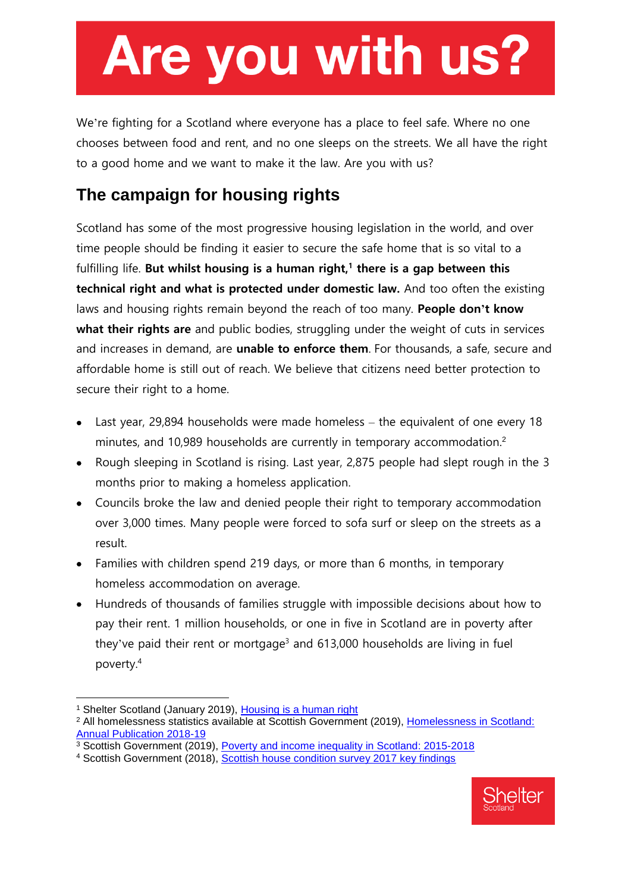# Are you with us?

We're fighting for a Scotland where everyone has a place to feel safe. Where no one chooses between food and rent, and no one sleeps on the streets. We all have the right to a good home and we want to make it the law. Are you with us?

## The campaign for housing rights

Scotland has some of the most progressive housing legislation in the world, and over time people should be finding it easier to secure the safe home that is so vital to a fulfilling life. **But whilst housing is a human right,[1] there is a gap between this technical right and what is protected under domestic law.** And too often the existing laws and housing rights remain beyond the reach of too many. **People don't know what their rights are** and public bodies, struggling under the weight of cuts in services and increases in demand, are **unable to enforce them**. For thousands, a safe, secure and affordable home is still out of reach. We believe that citizens need better protection to secure their right to a home.

- Last year, 29,894 households were made homeless – the equivalent of one every 18 minutes, and 10,989 households are currently in temporary accommodation.[2]
- Rough sleeping in Scotland is rising. Last year, 2,875 people had slept rough in the 3 months prior to making a homeless application.
- Councils broke the law and denied people their right to temporary accommodation over 3,000 times. Many people were forced to sofa surf or sleep on the streets as a result.
- Families with children spend 219 days, or more than 6 months, in temporary homeless accommodation on average.
- Hundreds of thousands of families struggle with impossible decisions about how to pay their rent. 1 million households, or one in five in Scotland are in poverty after they've paid their rent or mortgage[3] and 613,000 households are living in fuel poverty.[4]

---

[1] Shelter Scotland (January 2019), Housing is a human right

[2] All homelessness statistics available at Scottish Government (2019), Homelessness in Scotland: Annual Publication 2018-19

[3] Scottish Government (2019), Poverty and income inequality in Scotland: 2015-2018

[4] Scottish Government (2018), Scottish house condition survey 2017 key findings

Shelter Scotland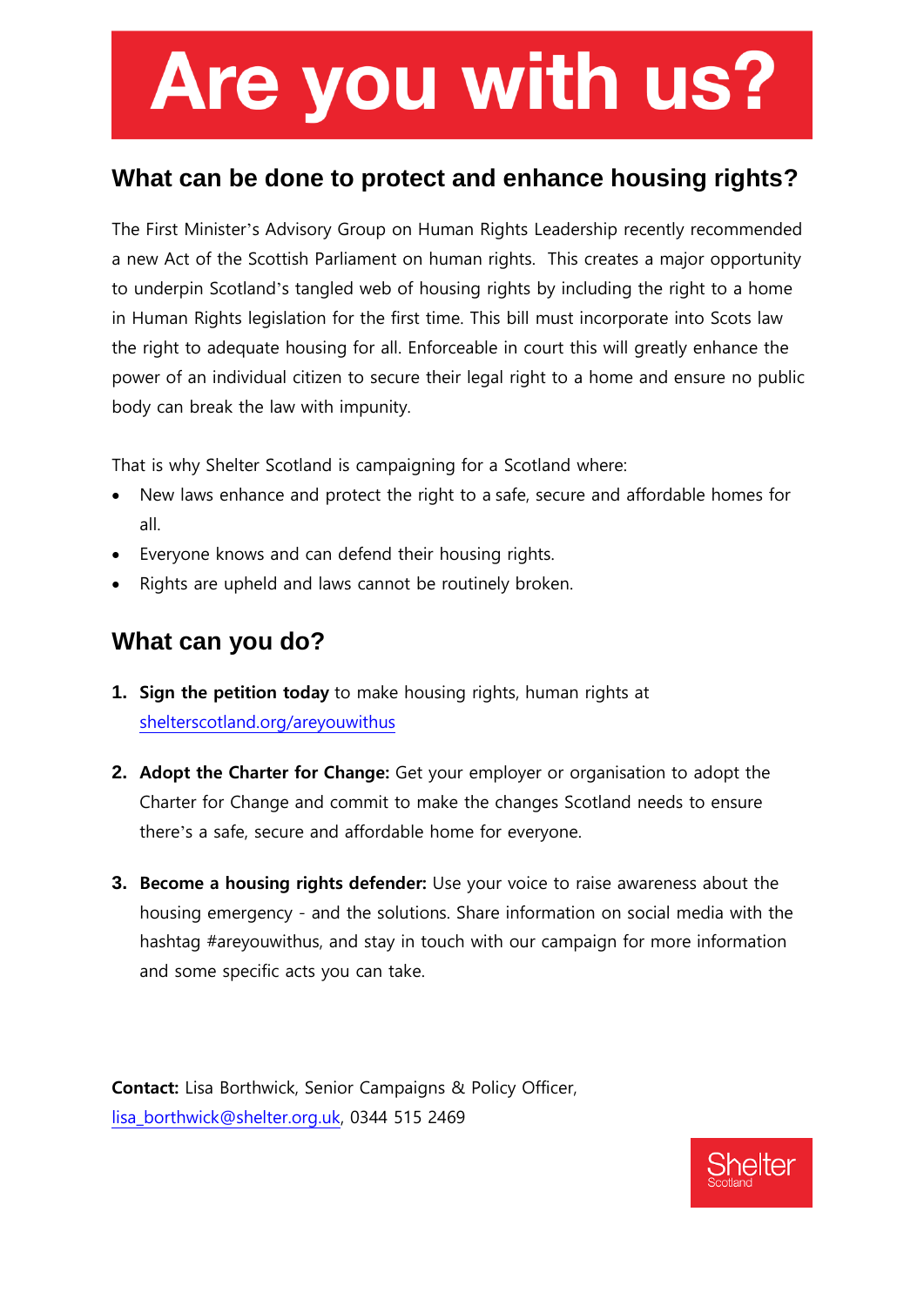# Are you with us?

## What can be done to protect and enhance housing rights?

The First Minister's Advisory Group on Human Rights Leadership recently recommended a new Act of the Scottish Parliament on human rights. This creates a major opportunity to underpin Scotland's tangled web of housing rights by including the right to a home in Human Rights legislation for the first time. This bill must incorporate into Scots law the right to adequate housing for all. Enforceable in court this will greatly enhance the power of an individual citizen to secure their legal right to a home and ensure no public body can break the law with impunity.

That is why Shelter Scotland is campaigning for a Scotland where:

- New laws enhance and protect the right to a safe, secure and affordable homes for all.
- Everyone knows and can defend their housing rights.
- Rights are upheld and laws cannot be routinely broken.

## What can you do?

1. **Sign the petition today** to make housing rights, human rights at shelterscotland.org/areyouwithus

2. **Adopt the Charter for Change:** Get your employer or organisation to adopt the Charter for Change and commit to make the changes Scotland needs to ensure there's a safe, secure and affordable home for everyone.

3. **Become a housing rights defender:** Use your voice to raise awareness about the housing emergency - and the solutions. Share information on social media with the hashtag #areyouwithus, and stay in touch with our campaign for more information and some specific acts you can take.

**Contact:** Lisa Borthwick, Senior Campaigns & Policy Officer, lisa_borthwick@shelter.org.uk, 0344 515 2469

Shelter Scotland